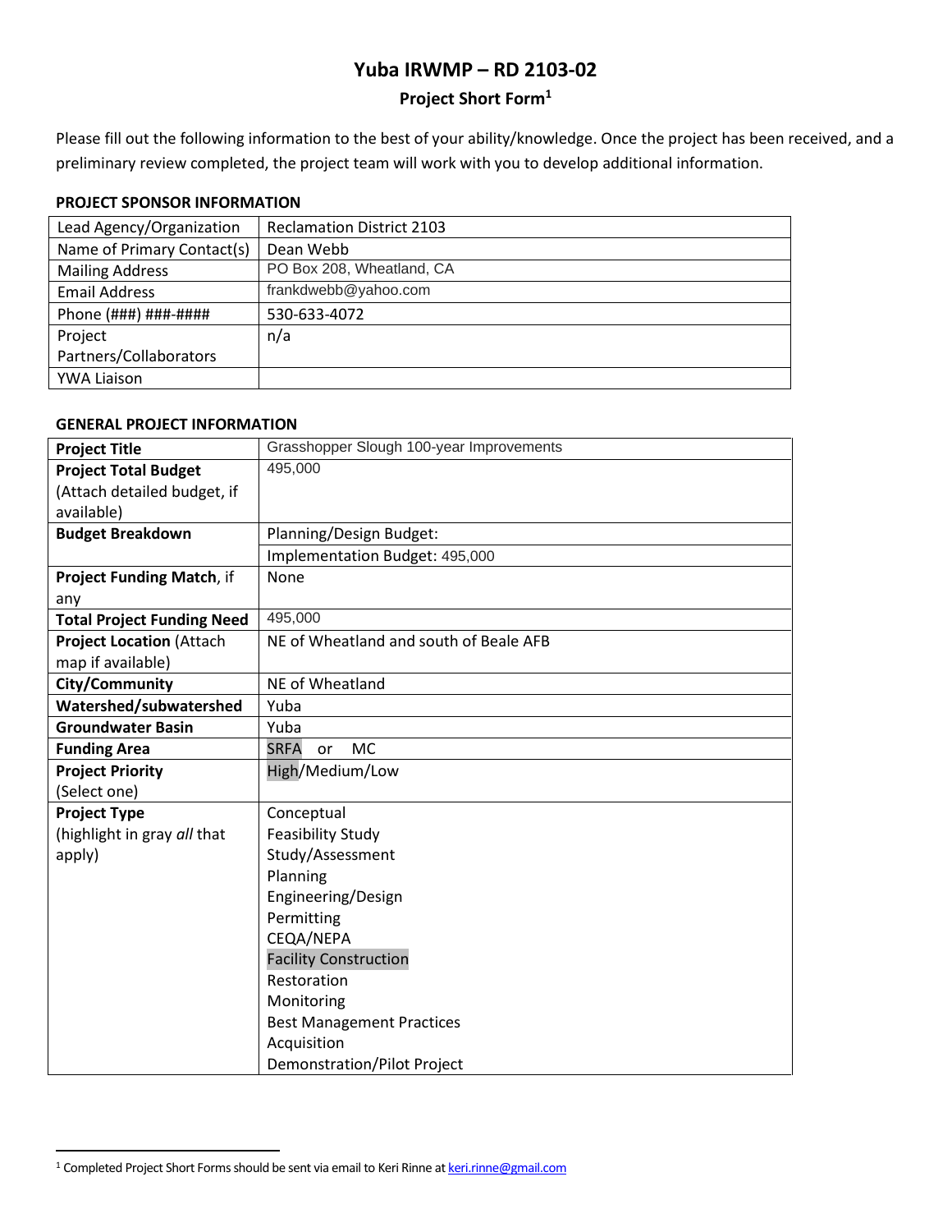# Yuba IRWMP – RD 2103-02

## Project Short Form[1]

Please fill out the following information to the best of your ability/knowledge. Once the project has been received, and a preliminary review completed, the project team will work with you to develop additional information.

### PROJECT SPONSOR INFORMATION

| | |
|---|---|
| Lead Agency/Organization | Reclamation District 2103 |
| Name of Primary Contact(s) | Dean Webb |
| Mailing Address | PO Box 208, Wheatland, CA |
| Email Address | frankdwebb@yahoo.com |
| Phone (###) ###-#### | 530-633-4072 |
| Project Partners/Collaborators | n/a |
| YWA Liaison | |

### GENERAL PROJECT INFORMATION

| | |
|---|---|
| **Project Title** | Grasshopper Slough 100-year Improvements |
| **Project Total Budget** (Attach detailed budget, if available) | 495,000 |
| **Budget Breakdown** | Planning/Design Budget: |
| | Implementation Budget: 495,000 |
| **Project Funding Match**, if any | None |
| **Total Project Funding Need** | 495,000 |
| **Project Location** (Attach map if available) | NE of Wheatland and south of Beale AFB |
| **City/Community** | NE of Wheatland |
| **Watershed/subwatershed** | Yuba |
| **Groundwater Basin** | Yuba |
| **Funding Area** | SRFA or MC (SRFA highlighted) |
| **Project Priority** (Select one) | High/Medium/Low (High highlighted) |
| **Project Type** (highlight in gray *all* that apply) | Conceptual<br>Feasibility Study<br>Study/Assessment<br>Planning<br>Engineering/Design<br>Permitting<br>CEQA/NEPA<br>Facility Construction (highlighted)<br>Restoration<br>Monitoring<br>Best Management Practices<br>Acquisition<br>Demonstration/Pilot Project |

[1] Completed Project Short Forms should be sent via email to Keri Rinne at keri.rinne@gmail.com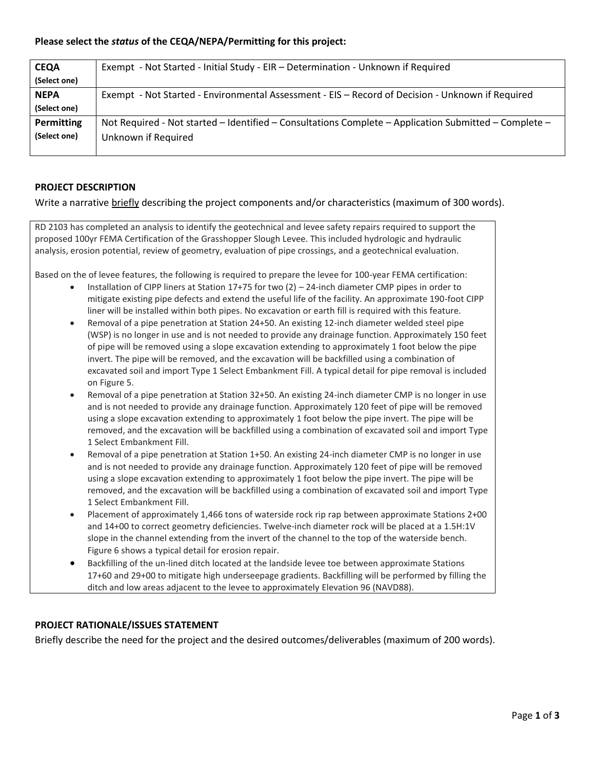**Please select the *status* of the CEQA/NEPA/Permitting for this project:**

| | |
|---|---|
| **CEQA** (Select one) | Exempt - Not Started - Initial Study - EIR – Determination - Unknown if Required |
| **NEPA** (Select one) | Exempt - Not Started - Environmental Assessment - EIS – Record of Decision - Unknown if Required |
| **Permitting** (Select one) | Not Required - Not started – Identified – Consultations Complete – Application Submitted – Complete – Unknown if Required |

## PROJECT DESCRIPTION

Write a narrative <u>briefly</u> describing the project components and/or characteristics (maximum of 300 words).

RD 2103 has completed an analysis to identify the geotechnical and levee safety repairs required to support the proposed 100yr FEMA Certification of the Grasshopper Slough Levee. This included hydrologic and hydraulic analysis, erosion potential, review of geometry, evaluation of pipe crossings, and a geotechnical evaluation.

Based on the of levee features, the following is required to prepare the levee for 100-year FEMA certification:

- Installation of CIPP liners at Station 17+75 for two (2) – 24-inch diameter CMP pipes in order to mitigate existing pipe defects and extend the useful life of the facility. An approximate 190-foot CIPP liner will be installed within both pipes. No excavation or earth fill is required with this feature.
- Removal of a pipe penetration at Station 24+50. An existing 12-inch diameter welded steel pipe (WSP) is no longer in use and is not needed to provide any drainage function. Approximately 150 feet of pipe will be removed using a slope excavation extending to approximately 1 foot below the pipe invert. The pipe will be removed, and the excavation will be backfilled using a combination of excavated soil and import Type 1 Select Embankment Fill. A typical detail for pipe removal is included on Figure 5.
- Removal of a pipe penetration at Station 32+50. An existing 24-inch diameter CMP is no longer in use and is not needed to provide any drainage function. Approximately 120 feet of pipe will be removed using a slope excavation extending to approximately 1 foot below the pipe invert. The pipe will be removed, and the excavation will be backfilled using a combination of excavated soil and import Type 1 Select Embankment Fill.
- Removal of a pipe penetration at Station 1+50. An existing 24-inch diameter CMP is no longer in use and is not needed to provide any drainage function. Approximately 120 feet of pipe will be removed using a slope excavation extending to approximately 1 foot below the pipe invert. The pipe will be removed, and the excavation will be backfilled using a combination of excavated soil and import Type 1 Select Embankment Fill.
- Placement of approximately 1,466 tons of waterside rock rip rap between approximate Stations 2+00 and 14+00 to correct geometry deficiencies. Twelve-inch diameter rock will be placed at a 1.5H:1V slope in the channel extending from the invert of the channel to the top of the waterside bench. Figure 6 shows a typical detail for erosion repair.
- Backfilling of the un-lined ditch located at the landside levee toe between approximate Stations 17+60 and 29+00 to mitigate high underseepage gradients. Backfilling will be performed by filling the ditch and low areas adjacent to the levee to approximately Elevation 96 (NAVD88).

## PROJECT RATIONALE/ISSUES STATEMENT

Briefly describe the need for the project and the desired outcomes/deliverables (maximum of 200 words).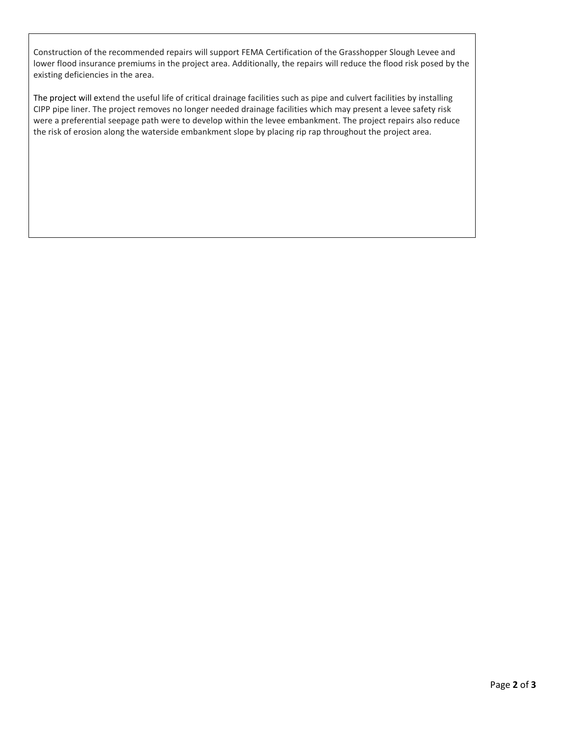Construction of the recommended repairs will support FEMA Certification of the Grasshopper Slough Levee and lower flood insurance premiums in the project area. Additionally, the repairs will reduce the flood risk posed by the existing deficiencies in the area.

The project will extend the useful life of critical drainage facilities such as pipe and culvert facilities by installing CIPP pipe liner. The project removes no longer needed drainage facilities which may present a levee safety risk were a preferential seepage path were to develop within the levee embankment. The project repairs also reduce the risk of erosion along the waterside embankment slope by placing rip rap throughout the project area.